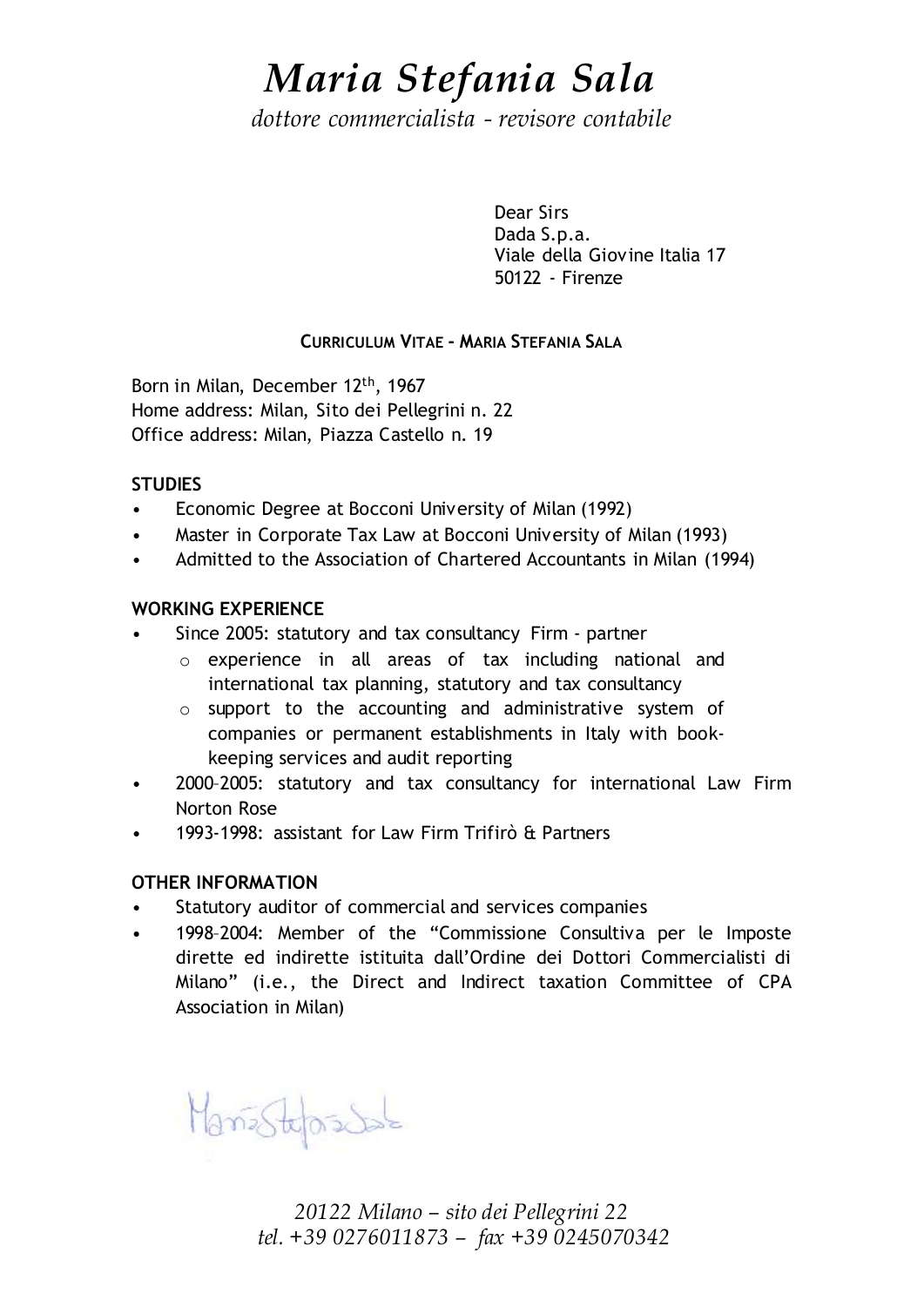# *Maria Stefania Sala*

*dottore commercialista - revisore contabile*

Dear Sirs
Dada S.p.a.
Viale della Giovine Italia 17
50122 - Firenze

**CURRICULUM VITAE - MARIA STEFANIA SALA**

Born in Milan, December 12th, 1967
Home address: Milan, Sito dei Pellegrini n. 22
Office address: Milan, Piazza Castello n. 19

**STUDIES**

- Economic Degree at Bocconi University of Milan (1992)
- Master in Corporate Tax Law at Bocconi University of Milan (1993)
- Admitted to the Association of Chartered Accountants in Milan (1994)

**WORKING EXPERIENCE**

- Since 2005: statutory and tax consultancy Firm - partner
  - experience in all areas of tax including national and international tax planning, statutory and tax consultancy
  - support to the accounting and administrative system of companies or permanent establishments in Italy with book-keeping services and audit reporting
- 2000–2005: statutory and tax consultancy for international Law Firm Norton Rose
- 1993-1998: assistant for Law Firm Trifirò & Partners

**OTHER INFORMATION**

- Statutory auditor of commercial and services companies
- 1998–2004: Member of the "Commissione Consultiva per le Imposte dirette ed indirette istituita dall'Ordine dei Dottori Commercialisti di Milano" (i.e., the Direct and Indirect taxation Committee of CPA Association in Milan)

Maria Stefania Sala

*20122 Milano – sito dei Pellegrini 22*
*tel. +39 0276011873 – fax +39 0245070342*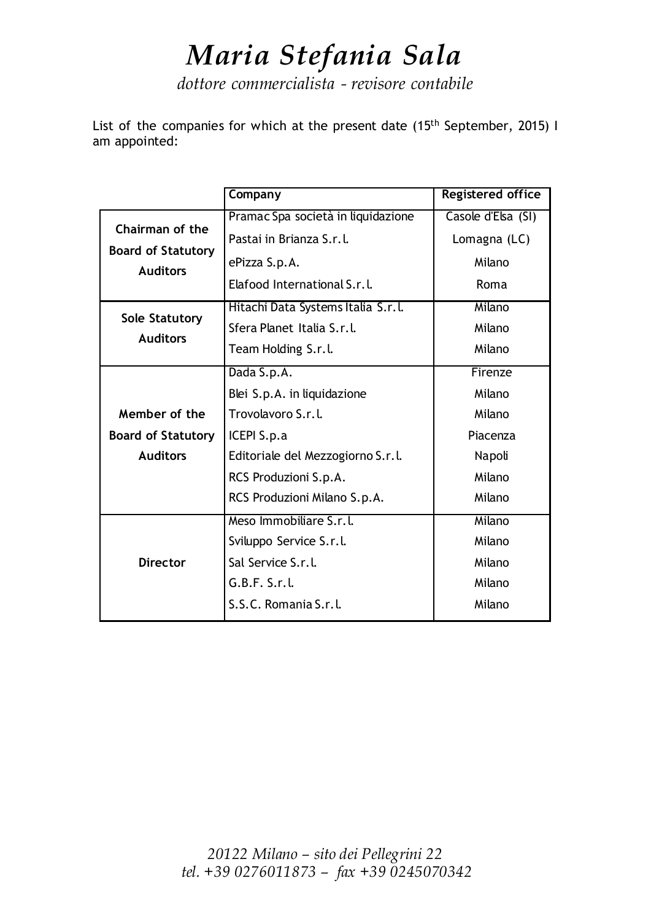# *Maria Stefania Sala*

*dottore commercialista - revisore contabile*

List of the companies for which at the present date (15th September, 2015) I am appointed:

| | Company | Registered office |
|---|---|---|
| **Chairman of the Board of Statutory Auditors** | Pramac Spa società in liquidazione | Casole d'Elsa (SI) |
| | Pastai in Brianza S.r.l. | Lomagna (LC) |
| | ePizza S.p.A. | Milano |
| | Elafood International S.r.l. | Roma |
| **Sole Statutory Auditors** | Hitachi Data Systems Italia S.r.l. | Milano |
| | Sfera Planet Italia S.r.l. | Milano |
| | Team Holding S.r.l. | Milano |
| **Member of the Board of Statutory Auditors** | Dada S.p.A. | Firenze |
| | Blei S.p.A. in liquidazione | Milano |
| | Trovolavoro S.r.l. | Milano |
| | ICEPI S.p.a | Piacenza |
| | Editoriale del Mezzogiorno S.r.l. | Napoli |
| | RCS Produzioni S.p.A. | Milano |
| | RCS Produzioni Milano S.p.A. | Milano |
| **Director** | Meso Immobiliare S.r.l. | Milano |
| | Sviluppo Service S.r.l. | Milano |
| | Sal Service S.r.l. | Milano |
| | G.B.F. S.r.l. | Milano |
| | S.S.C. Romania S.r.l. | Milano |

*20122 Milano – sito dei Pellegrini 22*
*tel. +39 0276011873 – fax +39 0245070342*